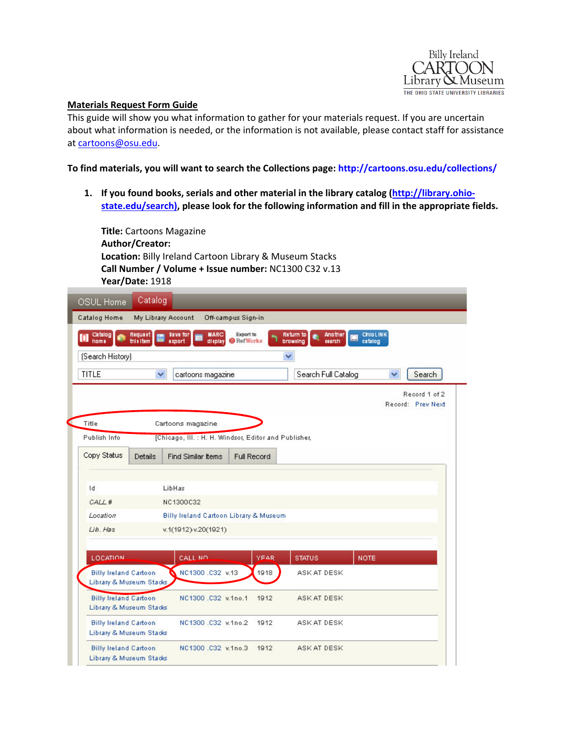Billy Ireland CARTOON Library & Museum
THE OHIO STATE UNIVERSITY LIBRARIES

## Materials Request Form Guide

This guide will show you what information to gather for your materials request. If you are uncertain about what information is needed, or the information is not available, please contact staff for assistance at cartoons@osu.edu.

**To find materials, you will want to search the Collections page: http://cartoons.osu.edu/collections/**

1. **If you found books, serials and other material in the library catalog (http://library.ohio-state.edu/search), please look for the following information and fill in the appropriate fields.**

   **Title:** Cartoons Magazine
   **Author/Creator:**
   **Location:** Billy Ireland Cartoon Library & Museum Stacks
   **Call Number / Volume + Issue number:** NC1300 C32 v.13
   **Year/Date:** 1918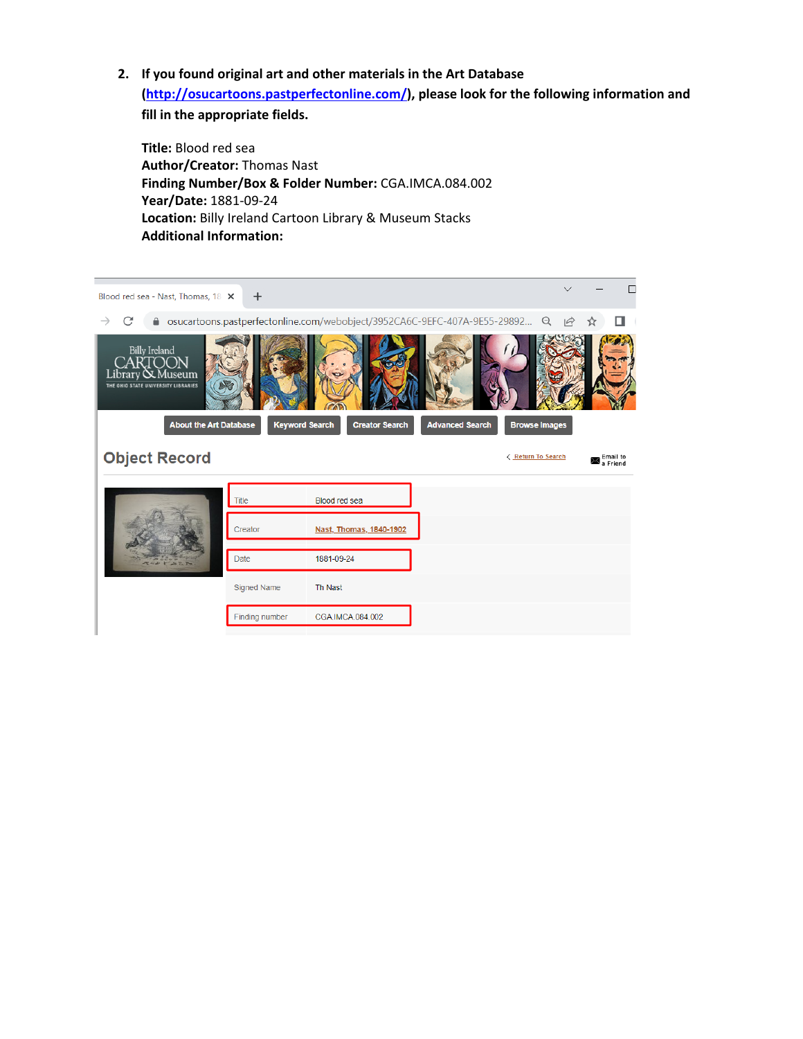2. **If you found original art and other materials in the Art Database ([http://osucartoons.pastperfectonline.com/](http://osucartoons.pastperfectonline.com/)), please look for the following information and fill in the appropriate fields.**

   **Title:** Blood red sea
   **Author/Creator:** Thomas Nast
   **Finding Number/Box & Folder Number:** CGA.IMCA.084.002
   **Year/Date:** 1881-09-24
   **Location:** Billy Ireland Cartoon Library & Museum Stacks
   **Additional Information:**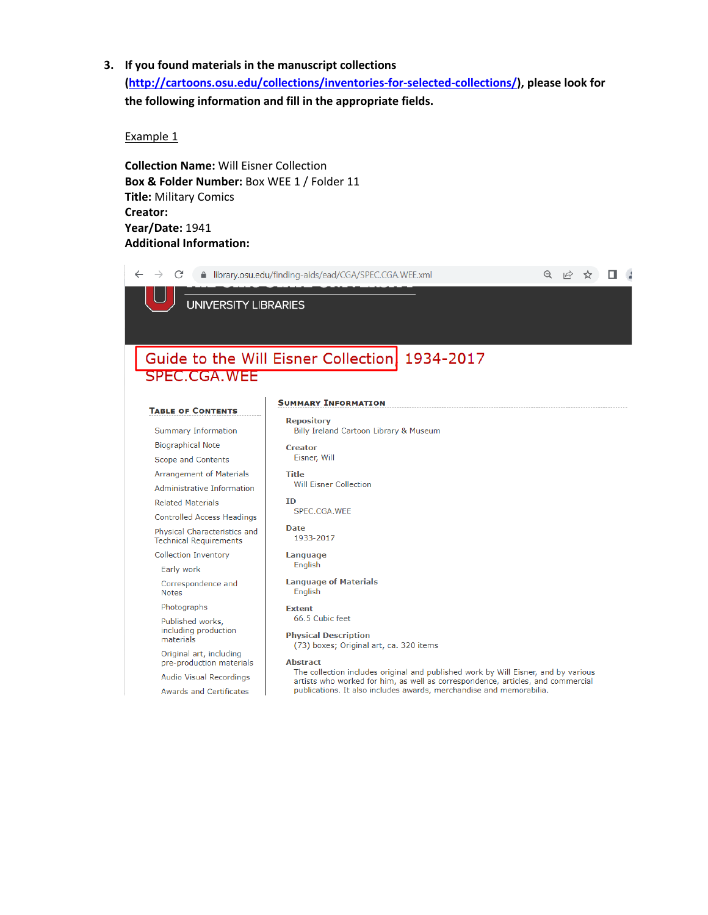3. **If you found materials in the manuscript collections (http://cartoons.osu.edu/collections/inventories-for-selected-collections/), please look for the following information and fill in the appropriate fields.**

Example 1

**Collection Name:** Will Eisner Collection
**Box & Folder Number:** Box WEE 1 / Folder 11
**Title:** Military Comics
**Creator:**
**Year/Date:** 1941
**Additional Information:**

library.osu.edu/finding-aids/ead/CGA/SPEC.CGA.WEE.xml

UNIVERSITY LIBRARIES

Guide to the Will Eisner Collection, 1934-2017
SPEC.CGA.WEE

**Table of Contents**

- Summary Information
- Biographical Note
- Scope and Contents
- Arrangement of Materials
- Administrative Information
- Related Materials
- Controlled Access Headings
- Physical Characteristics and Technical Requirements
- Collection Inventory
  - Early work
  - Correspondence and Notes
  - Photographs
  - Published works, including production materials
  - Original art, including pre-production materials
  - Audio Visual Recordings
  - Awards and Certificates

**Summary Information**

**Repository**
Billy Ireland Cartoon Library & Museum

**Creator**
Eisner, Will

**Title**
Will Eisner Collection

**ID**
SPEC.CGA.WEE

**Date**
1933-2017

**Language**
English

**Language of Materials**
English

**Extent**
66.5 Cubic feet

**Physical Description**
(73) boxes; Original art, ca. 320 items

**Abstract**
The collection includes original and published work by Will Eisner, and by various artists who worked for him, as well as correspondence, articles, and commercial publications. It also includes awards, merchandise and memorabilia.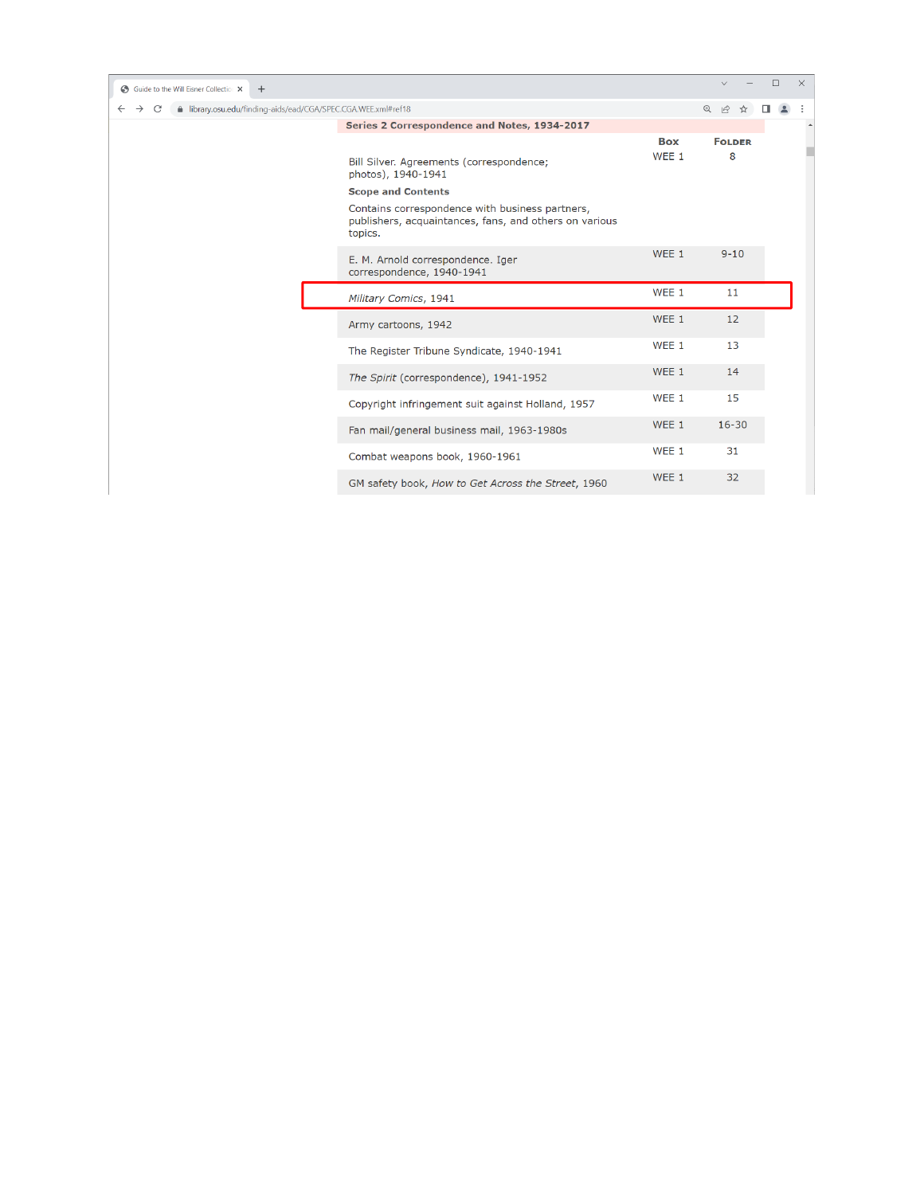**Series 2 Correspondence and Notes, 1934-2017**

| | Box | Folder |
|---|---|---|
| Bill Silver. Agreements (correspondence; photos), 1940-1941<br>**Scope and Contents**<br>Contains correspondence with business partners, publishers, acquaintances, fans, and others on various topics. | WEE 1 | 8 |
| E. M. Arnold correspondence. Iger correspondence, 1940-1941 | WEE 1 | 9-10 |
| *Military Comics*, 1941 | WEE 1 | 11 |
| Army cartoons, 1942 | WEE 1 | 12 |
| The Register Tribune Syndicate, 1940-1941 | WEE 1 | 13 |
| *The Spirit* (correspondence), 1941-1952 | WEE 1 | 14 |
| Copyright infringement suit against Holland, 1957 | WEE 1 | 15 |
| Fan mail/general business mail, 1963-1980s | WEE 1 | 16-30 |
| Combat weapons book, 1960-1961 | WEE 1 | 31 |
| GM safety book, *How to Get Across the Street*, 1960 | WEE 1 | 32 |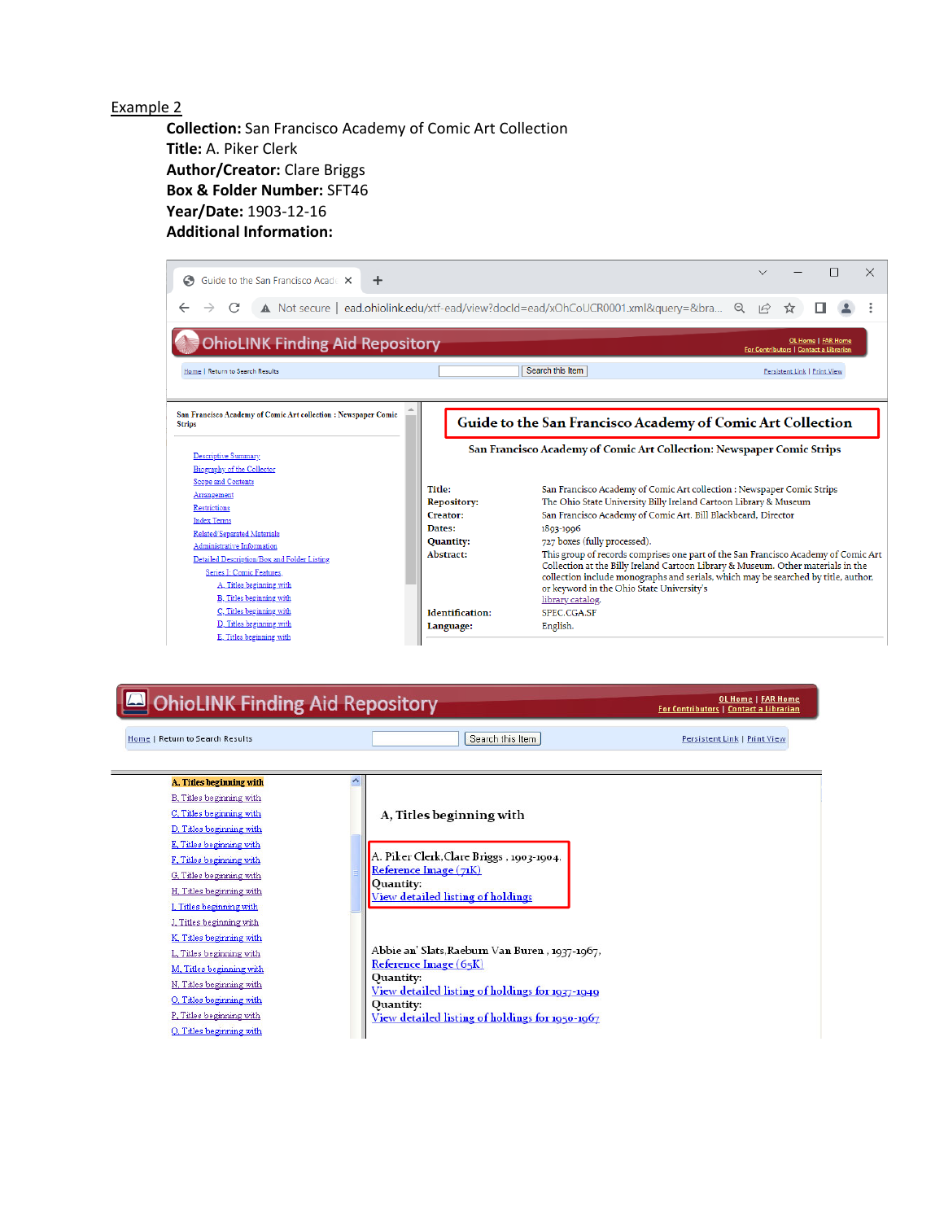Example 2

**Collection:** San Francisco Academy of Comic Art Collection
**Title:** A. Piker Clerk
**Author/Creator:** Clare Briggs
**Box & Folder Number:** SFT46
**Year/Date:** 1903-12-16
**Additional Information:**

Guide to the San Francisco Acad

Not secure | ead.ohiolink.edu/xtf-ead/view?docId=ead/xOhCoUCR0001.xml&query=&bra...

OhioLINK Finding Aid Repository

OL Home | FAR Home
For Contributors | Contact a Librarian

Home | Return to Search Results

Search this Item

Persistent Link | Print View

San Francisco Academy of Comic Art collection : Newspaper Comic Strips

- Descriptive Summary
- Biography of the Collector
- Scope and Contents
- Arrangement
- Restrictions
- Index Terms
- Related/Separated Materials
- Administrative Information
- Detailed Description/Box and Folder Listing
  - Series I: Comic Features
    - A, Titles beginning with
    - B, Titles beginning with
    - C, Titles beginning with
    - D, Titles beginning with
    - E, Titles beginning with

## Guide to the San Francisco Academy of Comic Art Collection

### San Francisco Academy of Comic Art Collection: Newspaper Comic Strips

| | |
|---|---|
| Title: | San Francisco Academy of Comic Art collection : Newspaper Comic Strips |
| Repository: | The Ohio State University Billy Ireland Cartoon Library & Museum |
| Creator: | San Francisco Academy of Comic Art. Bill Blackbeard, Director |
| Dates: | 1893-1996 |
| Quantity: | 727 boxes (fully processed). |
| Abstract: | This group of records comprises one part of the San Francisco Academy of Comic Art Collection at the Billy Ireland Cartoon Library & Museum. Other materials in the collection include monographs and serials, which may be searched by title, author, or keyword in the Ohio State University's library catalog. |
| Identification: | SPEC.CGA.SF |
| Language: | English. |

OhioLINK Finding Aid Repository

OL Home | FAR Home
For Contributors | Contact a Librarian

Home | Return to Search Results

Search this Item

Persistent Link | Print View

- A, Titles beginning with
- B, Titles beginning with
- C, Titles beginning with
- D, Titles beginning with
- E, Titles beginning with
- F, Titles beginning with
- G, Titles beginning with
- H, Titles beginning with
- I, Titles beginning with
- J, Titles beginning with
- K, Titles beginning with
- L, Titles beginning with
- M, Titles beginning with
- N, Titles beginning with
- O, Titles beginning with
- P, Titles beginning with
- Q, Titles beginning with

A, Titles beginning with

A. Piker Clerk,Clare Briggs , 1903-1904,
Reference Image (71K)
Quantity:
View detailed listing of holdings

Abbie an' Slats,Raeburn Van Buren , 1937-1967,
Reference Image (65K)
Quantity:
View detailed listing of holdings for 1937-1949
Quantity:
View detailed listing of holdings for 1950-1967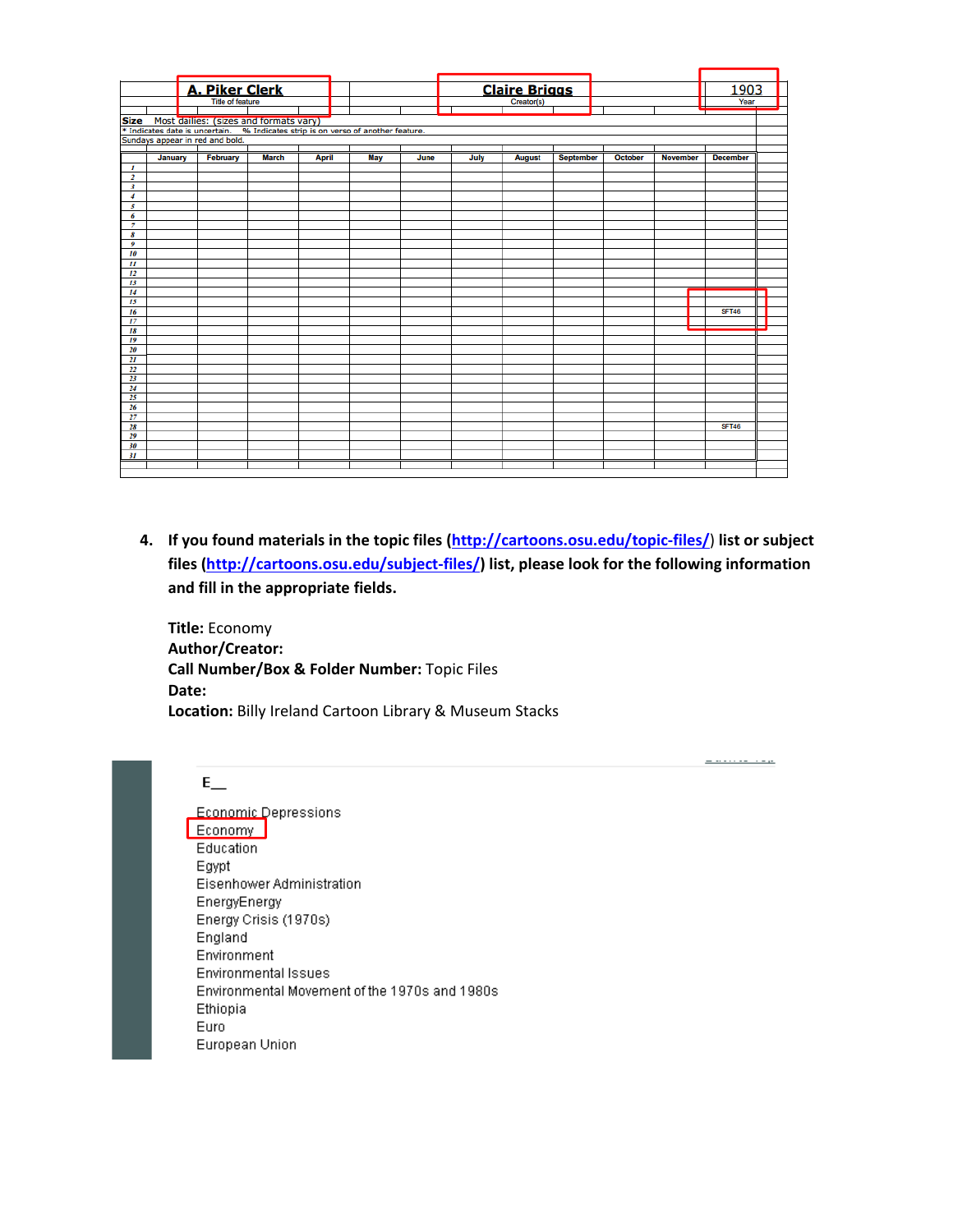| A. Piker Clerk<br>Title of feature | | | | | Claire Briggs<br>Creator(s) | | | | | | | 1903<br>Year |
|---|---|---|---|---|---|---|---|---|---|---|---|---|
| Size Most dailies: (sizes and formats vary) | | | | | | | | | | | | |
| * Indicates date is uncertain. % Indicates strip is on verso of another feature. | | | | | | | | | | | | |
| Sundays appear in red and bold. | | | | | | | | | | | | |
| | January | February | March | April | May | June | July | August | September | October | November | December |
| 1 | | | | | | | | | | | | |
| 2 | | | | | | | | | | | | |
| 3 | | | | | | | | | | | | |
| 4 | | | | | | | | | | | | |
| 5 | | | | | | | | | | | | |
| 6 | | | | | | | | | | | | |
| 7 | | | | | | | | | | | | |
| 8 | | | | | | | | | | | | |
| 9 | | | | | | | | | | | | |
| 10 | | | | | | | | | | | | |
| 11 | | | | | | | | | | | | |
| 12 | | | | | | | | | | | | |
| 13 | | | | | | | | | | | | |
| 14 | | | | | | | | | | | | |
| 15 | | | | | | | | | | | | |
| 16 | | | | | | | | | | | | SFT46 |
| 17 | | | | | | | | | | | | |
| 18 | | | | | | | | | | | | |
| 19 | | | | | | | | | | | | |
| 20 | | | | | | | | | | | | |
| 21 | | | | | | | | | | | | |
| 22 | | | | | | | | | | | | |
| 23 | | | | | | | | | | | | |
| 24 | | | | | | | | | | | | |
| 25 | | | | | | | | | | | | |
| 26 | | | | | | | | | | | | |
| 27 | | | | | | | | | | | | |
| 28 | | | | | | | | | | | | SFT46 |
| 29 | | | | | | | | | | | | |
| 30 | | | | | | | | | | | | |
| 31 | | | | | | | | | | | | |

4. **If you found materials in the topic files (http://cartoons.osu.edu/topic-files/) list or subject files (http://cartoons.osu.edu/subject-files/) list, please look for the following information and fill in the appropriate fields.**

**Title:** Economy
**Author/Creator:**
**Call Number/Box & Folder Number:** Topic Files
**Date:**
**Location:** Billy Ireland Cartoon Library & Museum Stacks

E__

Economic Depressions
Economy
Education
Egypt
Eisenhower Administration
EnergyEnergy
Energy Crisis (1970s)
England
Environment
Environmental Issues
Environmental Movement of the 1970s and 1980s
Ethiopia
Euro
European Union